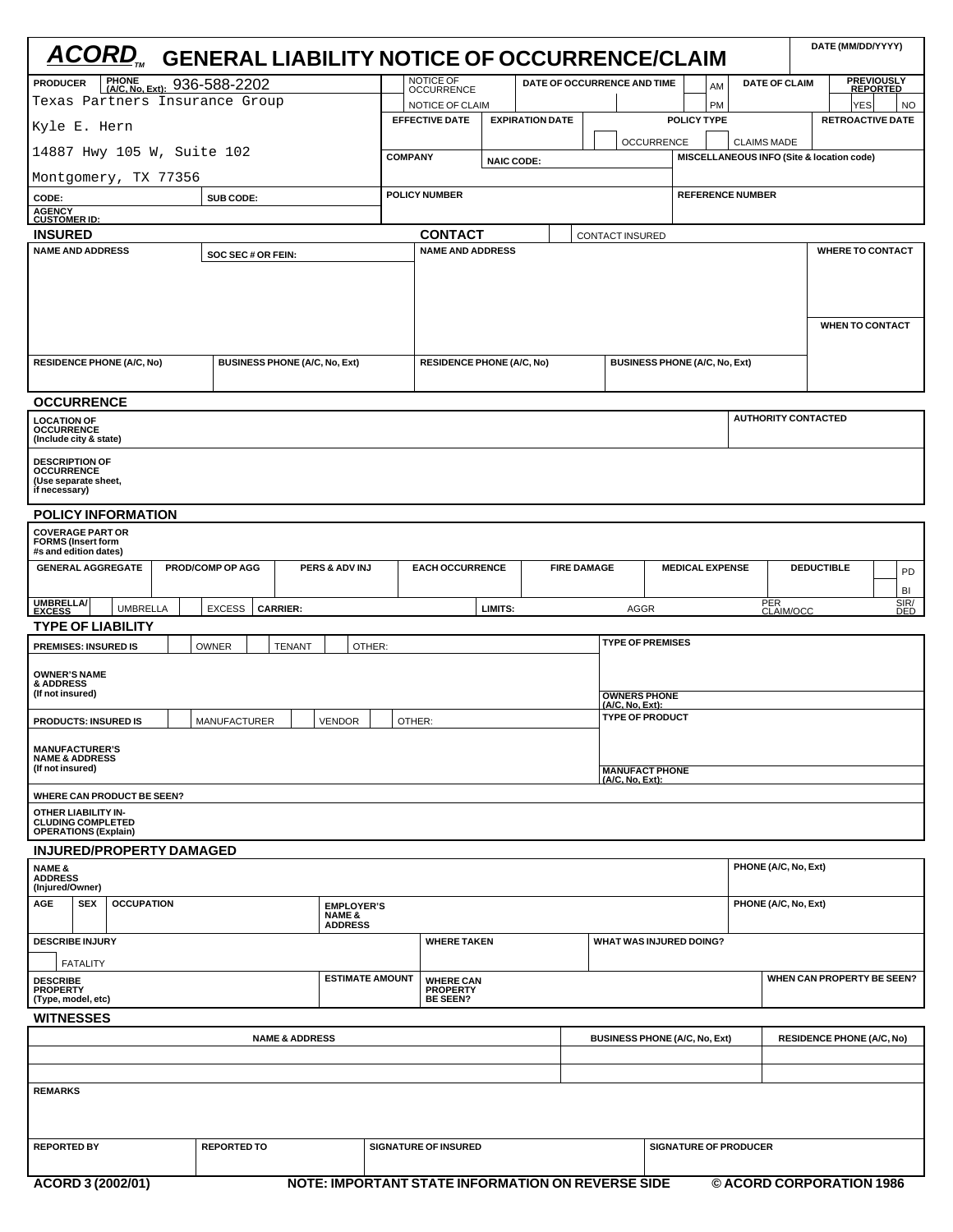# ACORD™ GENERAL LIABILITY NOTICE OF OCCURRENCE/CLAIM

DATE (MM/DD/YYYY)

| PRODUCER | PHONE (A/C, No, Ext): 936-588-2202 | NOTICE OF OCCURRENCE / NOTICE OF CLAIM | DATE OF OCCURRENCE AND TIME | AM / PM | DATE OF CLAIM | PREVIOUSLY REPORTED YES / NO |
|---|---|---|---|---|---|---|

Texas Partners Insurance Group
Kyle E. Hern
14887 Hwy 105 W, Suite 102
Montgomery, TX 77356

| EFFECTIVE DATE | EXPIRATION DATE | POLICY TYPE: OCCURRENCE / CLAIMS MADE | RETROACTIVE DATE |
|---|---|---|---|
| | | | |

| COMPANY | NAIC CODE: | MISCELLANEOUS INFO (Site & location code) |
|---|---|---|
| | | |

| CODE: | SUB CODE: | POLICY NUMBER | REFERENCE NUMBER |
|---|---|---|---|
| AGENCY CUSTOMER ID: | | | |

## INSURED

| NAME AND ADDRESS | SOC SEC # OR FEIN: |
|---|---|
| | |
| RESIDENCE PHONE (A/C, No) | BUSINESS PHONE (A/C, No, Ext) |
| | |

## CONTACT ☐ CONTACT INSURED

| NAME AND ADDRESS | WHERE TO CONTACT |
|---|---|
| | WHEN TO CONTACT |
| RESIDENCE PHONE (A/C, No) / BUSINESS PHONE (A/C, No, Ext) | |

## OCCURRENCE

| LOCATION OF OCCURRENCE (Include city & state) | AUTHORITY CONTACTED |
|---|---|
| | |

DESCRIPTION OF OCCURRENCE (Use separate sheet, if necessary)

## POLICY INFORMATION

COVERAGE PART OR FORMS (Insert form #s and edition dates)

| GENERAL AGGREGATE | PROD/COMP OP AGG | PERS & ADV INJ | EACH OCCURRENCE | FIRE DAMAGE | MEDICAL EXPENSE | DEDUCTIBLE | PD / BI |
|---|---|---|---|---|---|---|---|
| | | | | | | | |

| UMBRELLA/ EXCESS | ☐ UMBRELLA | ☐ EXCESS | CARRIER: | LIMITS: | AGGR | PER CLAIM/OCC | SIR/ DED |
|---|---|---|---|---|---|---|---|

## TYPE OF LIABILITY

| PREMISES: INSURED IS | ☐ OWNER ☐ TENANT ☐ OTHER: | TYPE OF PREMISES |
|---|---|---|
| OWNER'S NAME & ADDRESS (If not insured) | | OWNERS PHONE (A/C, No, Ext): |
| PRODUCTS: INSURED IS | ☐ MANUFACTURER ☐ VENDOR ☐ OTHER: | TYPE OF PRODUCT |
| MANUFACTURER'S NAME & ADDRESS (If not insured) | | MANUFACT PHONE (A/C, No, Ext): |
| WHERE CAN PRODUCT BE SEEN? | | |
| OTHER LIABILITY INCLUDING COMPLETED OPERATIONS (Explain) | | |

## INJURED/PROPERTY DAMAGED

| NAME & ADDRESS (Injured/Owner) | | | PHONE (A/C, No, Ext) |
|---|---|---|---|
| AGE / SEX / OCCUPATION | EMPLOYER'S NAME & ADDRESS | | PHONE (A/C, No, Ext) |
| DESCRIBE INJURY ☐ FATALITY | WHERE TAKEN | WHAT WAS INJURED DOING? | |
| DESCRIBE PROPERTY (Type, model, etc) | ESTIMATE AMOUNT | WHERE CAN PROPERTY BE SEEN? | WHEN CAN PROPERTY BE SEEN? |

## WITNESSES

| NAME & ADDRESS | BUSINESS PHONE (A/C, No, Ext) | RESIDENCE PHONE (A/C, No) |
|---|---|---|
| | | |
| | | |

REMARKS

| REPORTED BY | REPORTED TO | SIGNATURE OF INSURED | SIGNATURE OF PRODUCER |
|---|---|---|---|
| | | | |

ACORD 3 (2002/01) NOTE: IMPORTANT STATE INFORMATION ON REVERSE SIDE © ACORD CORPORATION 1986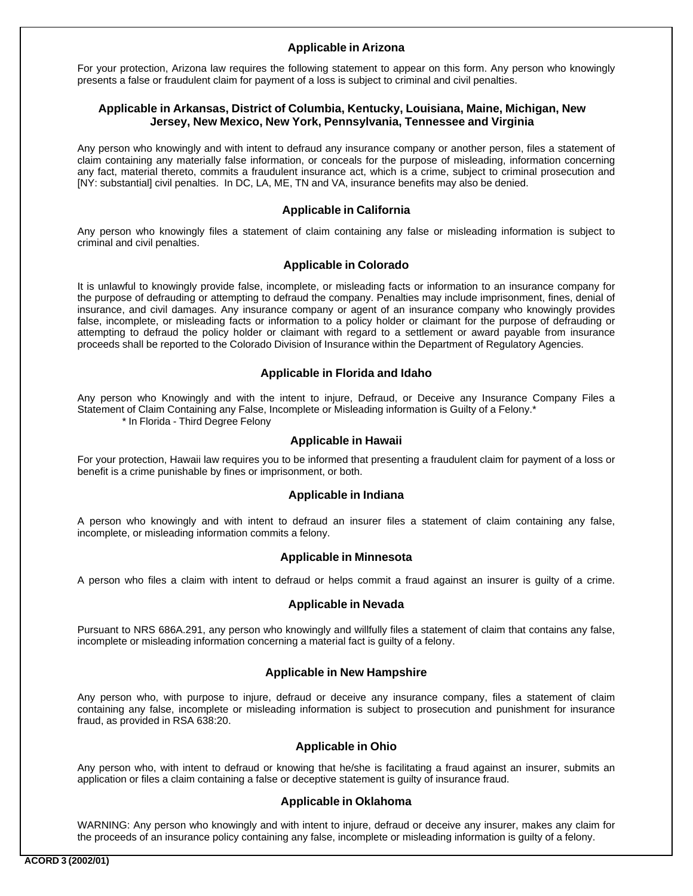### Applicable in Arizona

For your protection, Arizona law requires the following statement to appear on this form. Any person who knowingly presents a false or fraudulent claim for payment of a loss is subject to criminal and civil penalties.

### Applicable in Arkansas, District of Columbia, Kentucky, Louisiana, Maine, Michigan, New Jersey, New Mexico, New York, Pennsylvania, Tennessee and Virginia

Any person who knowingly and with intent to defraud any insurance company or another person, files a statement of claim containing any materially false information, or conceals for the purpose of misleading, information concerning any fact, material thereto, commits a fraudulent insurance act, which is a crime, subject to criminal prosecution and [NY: substantial] civil penalties. In DC, LA, ME, TN and VA, insurance benefits may also be denied.

### Applicable in California

Any person who knowingly files a statement of claim containing any false or misleading information is subject to criminal and civil penalties.

### Applicable in Colorado

It is unlawful to knowingly provide false, incomplete, or misleading facts or information to an insurance company for the purpose of defrauding or attempting to defraud the company. Penalties may include imprisonment, fines, denial of insurance, and civil damages. Any insurance company or agent of an insurance company who knowingly provides false, incomplete, or misleading facts or information to a policy holder or claimant for the purpose of defrauding or attempting to defraud the policy holder or claimant with regard to a settlement or award payable from insurance proceeds shall be reported to the Colorado Division of Insurance within the Department of Regulatory Agencies.

### Applicable in Florida and Idaho

Any person who Knowingly and with the intent to injure, Defraud, or Deceive any Insurance Company Files a Statement of Claim Containing any False, Incomplete or Misleading information is Guilty of a Felony.*

\* In Florida - Third Degree Felony

### Applicable in Hawaii

For your protection, Hawaii law requires you to be informed that presenting a fraudulent claim for payment of a loss or benefit is a crime punishable by fines or imprisonment, or both.

### Applicable in Indiana

A person who knowingly and with intent to defraud an insurer files a statement of claim containing any false, incomplete, or misleading information commits a felony.

### Applicable in Minnesota

A person who files a claim with intent to defraud or helps commit a fraud against an insurer is guilty of a crime.

### Applicable in Nevada

Pursuant to NRS 686A.291, any person who knowingly and willfully files a statement of claim that contains any false, incomplete or misleading information concerning a material fact is guilty of a felony.

### Applicable in New Hampshire

Any person who, with purpose to injure, defraud or deceive any insurance company, files a statement of claim containing any false, incomplete or misleading information is subject to prosecution and punishment for insurance fraud, as provided in RSA 638:20.

### Applicable in Ohio

Any person who, with intent to defraud or knowing that he/she is facilitating a fraud against an insurer, submits an application or files a claim containing a false or deceptive statement is guilty of insurance fraud.

### Applicable in Oklahoma

WARNING: Any person who knowingly and with intent to injure, defraud or deceive any insurer, makes any claim for the proceeds of an insurance policy containing any false, incomplete or misleading information is guilty of a felony.

**ACORD 3 (2002/01)**